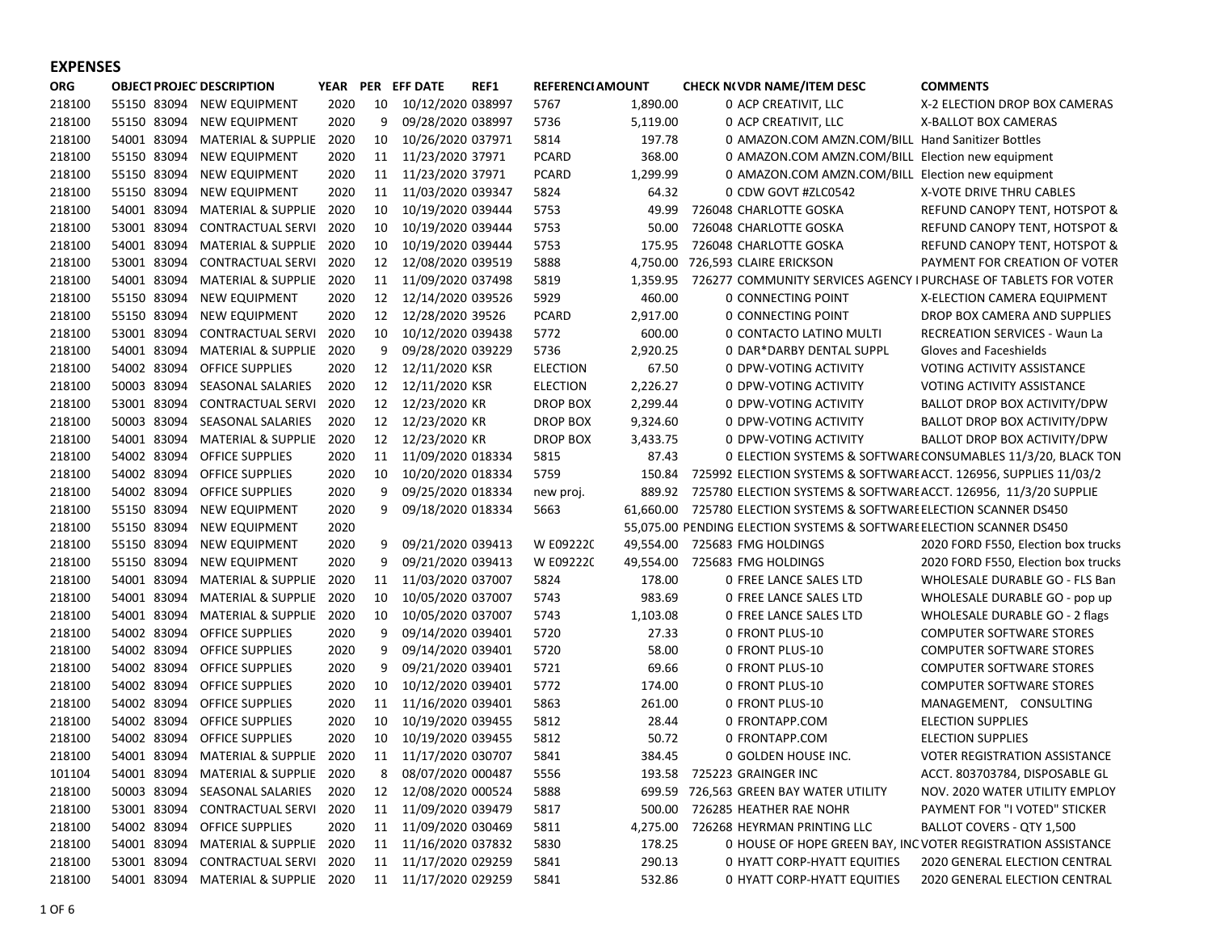## EXPENSES

| ORG | OBJECT | PROJECT | DESCRIPTION | YEAR | PER | EFF DATE | REF1 | REFERENCE | AMOUNT | CHECK NO | VDR NAME/ITEM DESC | COMMENTS |
|---|---|---|---|---|---|---|---|---|---|---|---|---|
| 218100 | 55150 | 83094 | NEW EQUIPMENT | 2020 | 10 | 10/12/2020 | 038997 | 5767 | 1,890.00 | 0 | ACP CREATIVIT, LLC | X-2 ELECTION DROP BOX CAMERAS |
| 218100 | 55150 | 83094 | NEW EQUIPMENT | 2020 | 9 | 09/28/2020 | 038997 | 5736 | 5,119.00 | 0 | ACP CREATIVIT, LLC | X-BALLOT BOX CAMERAS |
| 218100 | 54001 | 83094 | MATERIAL & SUPPLIE | 2020 | 10 | 10/26/2020 | 037971 | 5814 | 197.78 | 0 | AMAZON.COM AMZN.COM/BILL | Hand Sanitizer Bottles |
| 218100 | 55150 | 83094 | NEW EQUIPMENT | 2020 | 11 | 11/23/2020 | 37971 | PCARD | 368.00 | 0 | AMAZON.COM AMZN.COM/BILL | Election new equipment |
| 218100 | 55150 | 83094 | NEW EQUIPMENT | 2020 | 11 | 11/23/2020 | 37971 | PCARD | 1,299.99 | 0 | AMAZON.COM AMZN.COM/BILL | Election new equipment |
| 218100 | 55150 | 83094 | NEW EQUIPMENT | 2020 | 11 | 11/03/2020 | 039347 | 5824 | 64.32 | 0 | CDW GOVT #ZLC0542 | X-VOTE DRIVE THRU CABLES |
| 218100 | 54001 | 83094 | MATERIAL & SUPPLIE | 2020 | 10 | 10/19/2020 | 039444 | 5753 | 49.99 | 726048 | CHARLOTTE GOSKA | REFUND CANOPY TENT, HOTSPOT & |
| 218100 | 53001 | 83094 | CONTRACTUAL SERVI | 2020 | 10 | 10/19/2020 | 039444 | 5753 | 50.00 | 726048 | CHARLOTTE GOSKA | REFUND CANOPY TENT, HOTSPOT & |
| 218100 | 54001 | 83094 | MATERIAL & SUPPLIE | 2020 | 10 | 10/19/2020 | 039444 | 5753 | 175.95 | 726048 | CHARLOTTE GOSKA | REFUND CANOPY TENT, HOTSPOT & |
| 218100 | 53001 | 83094 | CONTRACTUAL SERVI | 2020 | 12 | 12/08/2020 | 039519 | 5888 | 4,750.00 | 726,593 | CLAIRE ERICKSON | PAYMENT FOR CREATION OF VOTER |
| 218100 | 54001 | 83094 | MATERIAL & SUPPLIE | 2020 | 11 | 11/09/2020 | 037498 | 5819 | 1,359.95 | 726277 | COMMUNITY SERVICES AGENCY I | PURCHASE OF TABLETS FOR VOTER |
| 218100 | 55150 | 83094 | NEW EQUIPMENT | 2020 | 12 | 12/14/2020 | 039526 | 5929 | 460.00 | 0 | CONNECTING POINT | X-ELECTION CAMERA EQUIPMENT |
| 218100 | 55150 | 83094 | NEW EQUIPMENT | 2020 | 12 | 12/28/2020 | 39526 | PCARD | 2,917.00 | 0 | CONNECTING POINT | DROP BOX CAMERA AND SUPPLIES |
| 218100 | 53001 | 83094 | CONTRACTUAL SERVI | 2020 | 10 | 10/12/2020 | 039438 | 5772 | 600.00 | 0 | CONTACTO LATINO MULTI | RECREATION SERVICES - Waun La |
| 218100 | 54001 | 83094 | MATERIAL & SUPPLIE | 2020 | 9 | 09/28/2020 | 039229 | 5736 | 2,920.25 | 0 | DAR*DARBY DENTAL SUPPL | Gloves and Faceshields |
| 218100 | 54002 | 83094 | OFFICE SUPPLIES | 2020 | 12 | 12/11/2020 | KSR | ELECTION | 67.50 | 0 | DPW-VOTING ACTIVITY | VOTING ACTIVITY ASSISTANCE |
| 218100 | 50003 | 83094 | SEASONAL SALARIES | 2020 | 12 | 12/11/2020 | KSR | ELECTION | 2,226.27 | 0 | DPW-VOTING ACTIVITY | VOTING ACTIVITY ASSISTANCE |
| 218100 | 53001 | 83094 | CONTRACTUAL SERVI | 2020 | 12 | 12/23/2020 | KR | DROP BOX | 2,299.44 | 0 | DPW-VOTING ACTIVITY | BALLOT DROP BOX ACTIVITY/DPW |
| 218100 | 50003 | 83094 | SEASONAL SALARIES | 2020 | 12 | 12/23/2020 | KR | DROP BOX | 9,324.60 | 0 | DPW-VOTING ACTIVITY | BALLOT DROP BOX ACTIVITY/DPW |
| 218100 | 54001 | 83094 | MATERIAL & SUPPLIE | 2020 | 12 | 12/23/2020 | KR | DROP BOX | 3,433.75 | 0 | DPW-VOTING ACTIVITY | BALLOT DROP BOX ACTIVITY/DPW |
| 218100 | 54002 | 83094 | OFFICE SUPPLIES | 2020 | 11 | 11/09/2020 | 018334 | 5815 | 87.43 | 0 | ELECTION SYSTEMS & SOFTWARE | CONSUMABLES 11/3/20, BLACK TON |
| 218100 | 54002 | 83094 | OFFICE SUPPLIES | 2020 | 10 | 10/20/2020 | 018334 | 5759 | 150.84 | 725992 | ELECTION SYSTEMS & SOFTWARE | ACCT. 126956, SUPPLIES 11/03/2 |
| 218100 | 54002 | 83094 | OFFICE SUPPLIES | 2020 | 9 | 09/25/2020 | 018334 | new proj. | 889.92 | 725780 | ELECTION SYSTEMS & SOFTWARE | ACCT. 126956, 11/3/20 SUPPLIE |
| 218100 | 55150 | 83094 | NEW EQUIPMENT | 2020 | 9 | 09/18/2020 | 018334 | 5663 | 61,660.00 | 725780 | ELECTION SYSTEMS & SOFTWARE | ELECTION SCANNER DS450 |
| 218100 | 55150 | 83094 | NEW EQUIPMENT | 2020 | | | | | 55,075.00 | PENDING | ELECTION SYSTEMS & SOFTWARE | ELECTION SCANNER DS450 |
| 218100 | 55150 | 83094 | NEW EQUIPMENT | 2020 | 9 | 09/21/2020 | 039413 | W E09222C | 49,554.00 | 725683 | FMG HOLDINGS | 2020 FORD F550, Election box trucks |
| 218100 | 55150 | 83094 | NEW EQUIPMENT | 2020 | 9 | 09/21/2020 | 039413 | W E09222C | 49,554.00 | 725683 | FMG HOLDINGS | 2020 FORD F550, Election box trucks |
| 218100 | 54001 | 83094 | MATERIAL & SUPPLIE | 2020 | 11 | 11/03/2020 | 037007 | 5824 | 178.00 | 0 | FREE LANCE SALES LTD | WHOLESALE DURABLE GO - FLS Ban |
| 218100 | 54001 | 83094 | MATERIAL & SUPPLIE | 2020 | 10 | 10/05/2020 | 037007 | 5743 | 983.69 | 0 | FREE LANCE SALES LTD | WHOLESALE DURABLE GO - pop up |
| 218100 | 54001 | 83094 | MATERIAL & SUPPLIE | 2020 | 10 | 10/05/2020 | 037007 | 5743 | 1,103.08 | 0 | FREE LANCE SALES LTD | WHOLESALE DURABLE GO - 2 flags |
| 218100 | 54002 | 83094 | OFFICE SUPPLIES | 2020 | 9 | 09/14/2020 | 039401 | 5720 | 27.33 | 0 | FRONT PLUS-10 | COMPUTER SOFTWARE STORES |
| 218100 | 54002 | 83094 | OFFICE SUPPLIES | 2020 | 9 | 09/14/2020 | 039401 | 5720 | 58.00 | 0 | FRONT PLUS-10 | COMPUTER SOFTWARE STORES |
| 218100 | 54002 | 83094 | OFFICE SUPPLIES | 2020 | 9 | 09/21/2020 | 039401 | 5721 | 69.66 | 0 | FRONT PLUS-10 | COMPUTER SOFTWARE STORES |
| 218100 | 54002 | 83094 | OFFICE SUPPLIES | 2020 | 10 | 10/12/2020 | 039401 | 5772 | 174.00 | 0 | FRONT PLUS-10 | COMPUTER SOFTWARE STORES |
| 218100 | 54002 | 83094 | OFFICE SUPPLIES | 2020 | 11 | 11/16/2020 | 039401 | 5863 | 261.00 | 0 | FRONT PLUS-10 | MANAGEMENT, CONSULTING |
| 218100 | 54002 | 83094 | OFFICE SUPPLIES | 2020 | 10 | 10/19/2020 | 039455 | 5812 | 28.44 | 0 | FRONTAPP.COM | ELECTION SUPPLIES |
| 218100 | 54002 | 83094 | OFFICE SUPPLIES | 2020 | 10 | 10/19/2020 | 039455 | 5812 | 50.72 | 0 | FRONTAPP.COM | ELECTION SUPPLIES |
| 218100 | 54001 | 83094 | MATERIAL & SUPPLIE | 2020 | 11 | 11/17/2020 | 030707 | 5841 | 384.45 | 0 | GOLDEN HOUSE INC. | VOTER REGISTRATION ASSISTANCE |
| 101104 | 54001 | 83094 | MATERIAL & SUPPLIE | 2020 | 8 | 08/07/2020 | 000487 | 5556 | 193.58 | 725223 | GRAINGER INC | ACCT. 803703784, DISPOSABLE GL |
| 218100 | 50003 | 83094 | SEASONAL SALARIES | 2020 | 12 | 12/08/2020 | 000524 | 5888 | 699.59 | 726,563 | GREEN BAY WATER UTILITY | NOV. 2020 WATER UTILITY EMPLOY |
| 218100 | 53001 | 83094 | CONTRACTUAL SERVI | 2020 | 11 | 11/09/2020 | 039479 | 5817 | 500.00 | 726285 | HEATHER RAE NOHR | PAYMENT FOR "I VOTED" STICKER |
| 218100 | 54002 | 83094 | OFFICE SUPPLIES | 2020 | 11 | 11/09/2020 | 030469 | 5811 | 4,275.00 | 726268 | HEYRMAN PRINTING LLC | BALLOT COVERS - QTY 1,500 |
| 218100 | 54001 | 83094 | MATERIAL & SUPPLIE | 2020 | 11 | 11/16/2020 | 037832 | 5830 | 178.25 | 0 | HOUSE OF HOPE GREEN BAY, INC | VOTER REGISTRATION ASSISTANCE |
| 218100 | 53001 | 83094 | CONTRACTUAL SERVI | 2020 | 11 | 11/17/2020 | 029259 | 5841 | 290.13 | 0 | HYATT CORP-HYATT EQUITIES | 2020 GENERAL ELECTION CENTRAL |
| 218100 | 54001 | 83094 | MATERIAL & SUPPLIE | 2020 | 11 | 11/17/2020 | 029259 | 5841 | 532.86 | 0 | HYATT CORP-HYATT EQUITIES | 2020 GENERAL ELECTION CENTRAL |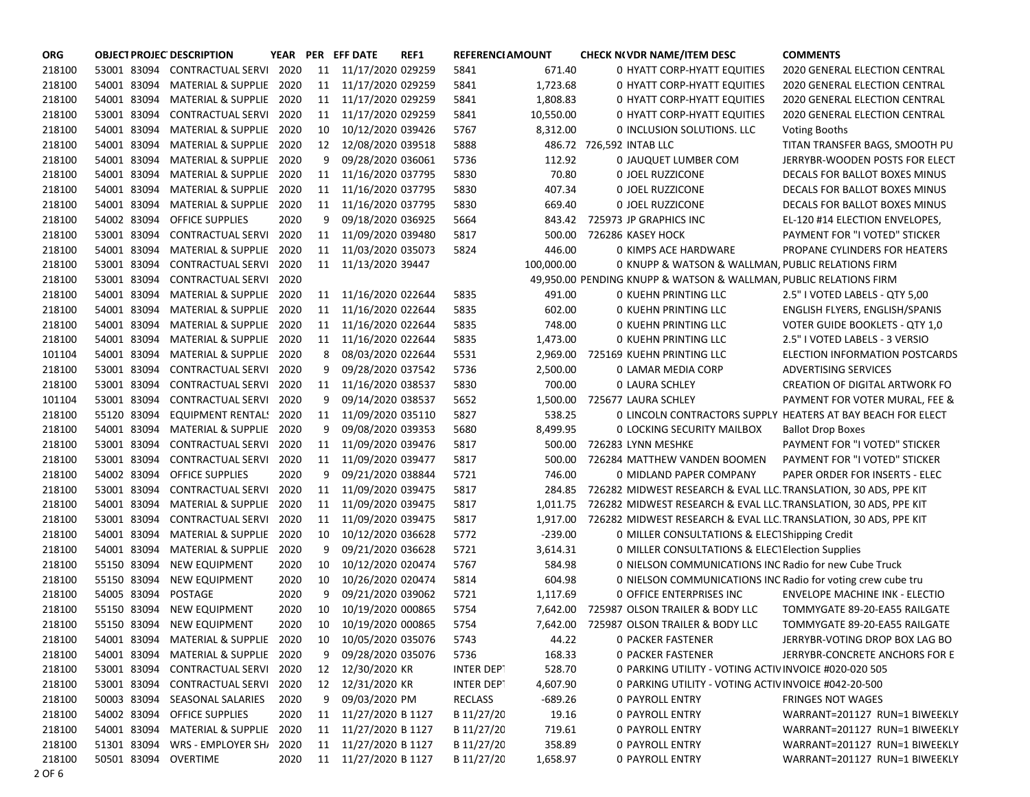| ORG | OBJECT | PROJECT | DESCRIPTION | YEAR | PER | EFF DATE | REF1 | REFERENCE | AMOUNT | CHECK NO | VDR NAME/ITEM DESC | COMMENTS |
|---|---|---|---|---|---|---|---|---|---|---|---|---|
| 218100 | 53001 | 83094 | CONTRACTUAL SERVI | 2020 | 11 | 11/17/2020 | 029259 | 5841 | 671.40 | 0 | HYATT CORP-HYATT EQUITIES | 2020 GENERAL ELECTION CENTRAL |
| 218100 | 54001 | 83094 | MATERIAL & SUPPLIE | 2020 | 11 | 11/17/2020 | 029259 | 5841 | 1,723.68 | 0 | HYATT CORP-HYATT EQUITIES | 2020 GENERAL ELECTION CENTRAL |
| 218100 | 54001 | 83094 | MATERIAL & SUPPLIE | 2020 | 11 | 11/17/2020 | 029259 | 5841 | 1,808.83 | 0 | HYATT CORP-HYATT EQUITIES | 2020 GENERAL ELECTION CENTRAL |
| 218100 | 53001 | 83094 | CONTRACTUAL SERVI | 2020 | 11 | 11/17/2020 | 029259 | 5841 | 10,550.00 | 0 | HYATT CORP-HYATT EQUITIES | 2020 GENERAL ELECTION CENTRAL |
| 218100 | 54001 | 83094 | MATERIAL & SUPPLIE | 2020 | 10 | 10/12/2020 | 039426 | 5767 | 8,312.00 | 0 | INCLUSION SOLUTIONS. LLC | Voting Booths |
| 218100 | 54001 | 83094 | MATERIAL & SUPPLIE | 2020 | 12 | 12/08/2020 | 039518 | 5888 | 486.72 | 726,592 | INTAB LLC | TITAN TRANSFER BAGS, SMOOTH PU |
| 218100 | 54001 | 83094 | MATERIAL & SUPPLIE | 2020 | 9 | 09/28/2020 | 036061 | 5736 | 112.92 | 0 | JAUQUET LUMBER COM | JERRYBR-WOODEN POSTS FOR ELECT |
| 218100 | 54001 | 83094 | MATERIAL & SUPPLIE | 2020 | 11 | 11/16/2020 | 037795 | 5830 | 70.80 | 0 | JOEL RUZZICONE | DECALS FOR BALLOT BOXES MINUS |
| 218100 | 54001 | 83094 | MATERIAL & SUPPLIE | 2020 | 11 | 11/16/2020 | 037795 | 5830 | 407.34 | 0 | JOEL RUZZICONE | DECALS FOR BALLOT BOXES MINUS |
| 218100 | 54001 | 83094 | MATERIAL & SUPPLIE | 2020 | 11 | 11/16/2020 | 037795 | 5830 | 669.40 | 0 | JOEL RUZZICONE | DECALS FOR BALLOT BOXES MINUS |
| 218100 | 54002 | 83094 | OFFICE SUPPLIES | 2020 | 9 | 09/18/2020 | 036925 | 5664 | 843.42 | 725973 | JP GRAPHICS INC | EL-120 #14 ELECTION ENVELOPES, |
| 218100 | 53001 | 83094 | CONTRACTUAL SERVI | 2020 | 11 | 11/09/2020 | 039480 | 5817 | 500.00 | 726286 | KASEY HOCK | PAYMENT FOR "I VOTED" STICKER |
| 218100 | 54001 | 83094 | MATERIAL & SUPPLIE | 2020 | 11 | 11/03/2020 | 035073 | 5824 | 446.00 | 0 | KIMPS ACE HARDWARE | PROPANE CYLINDERS FOR HEATERS |
| 218100 | 53001 | 83094 | CONTRACTUAL SERVI | 2020 | 11 | 11/13/2020 | 39447 | | 100,000.00 | 0 | KNUPP & WATSON & WALLMAN, PUBLIC RELATIONS FIRM | |
| 218100 | 53001 | 83094 | CONTRACTUAL SERVI | 2020 | | | | | 49,950.00 | PENDING | KNUPP & WATSON & WALLMAN, PUBLIC RELATIONS FIRM | |
| 218100 | 54001 | 83094 | MATERIAL & SUPPLIE | 2020 | 11 | 11/16/2020 | 022644 | 5835 | 491.00 | 0 | KUEHN PRINTING LLC | 2.5" I VOTED LABELS - QTY 5,00 |
| 218100 | 54001 | 83094 | MATERIAL & SUPPLIE | 2020 | 11 | 11/16/2020 | 022644 | 5835 | 602.00 | 0 | KUEHN PRINTING LLC | ENGLISH FLYERS, ENGLISH/SPANIS |
| 218100 | 54001 | 83094 | MATERIAL & SUPPLIE | 2020 | 11 | 11/16/2020 | 022644 | 5835 | 748.00 | 0 | KUEHN PRINTING LLC | VOTER GUIDE BOOKLETS - QTY 1,0 |
| 218100 | 54001 | 83094 | MATERIAL & SUPPLIE | 2020 | 11 | 11/16/2020 | 022644 | 5835 | 1,473.00 | 0 | KUEHN PRINTING LLC | 2.5" I VOTED LABELS - 3 VERSIO |
| 101104 | 54001 | 83094 | MATERIAL & SUPPLIE | 2020 | 8 | 08/03/2020 | 022644 | 5531 | 2,969.00 | 725169 | KUEHN PRINTING LLC | ELECTION INFORMATION POSTCARDS |
| 218100 | 53001 | 83094 | CONTRACTUAL SERVI | 2020 | 9 | 09/28/2020 | 037542 | 5736 | 2,500.00 | 0 | LAMAR MEDIA CORP | ADVERTISING SERVICES |
| 218100 | 53001 | 83094 | CONTRACTUAL SERVI | 2020 | 11 | 11/16/2020 | 038537 | 5830 | 700.00 | 0 | LAURA SCHLEY | CREATION OF DIGITAL ARTWORK FO |
| 101104 | 53001 | 83094 | CONTRACTUAL SERVI | 2020 | 9 | 09/14/2020 | 038537 | 5652 | 1,500.00 | 725677 | LAURA SCHLEY | PAYMENT FOR VOTER MURAL, FEE & |
| 218100 | 55120 | 83094 | EQUIPMENT RENTALS | 2020 | 11 | 11/09/2020 | 035110 | 5827 | 538.25 | 0 | LINCOLN CONTRACTORS SUPPLY | HEATERS AT BAY BEACH FOR ELECT |
| 218100 | 54001 | 83094 | MATERIAL & SUPPLIE | 2020 | 9 | 09/08/2020 | 039353 | 5680 | 8,499.95 | 0 | LOCKING SECURITY MAILBOX | Ballot Drop Boxes |
| 218100 | 53001 | 83094 | CONTRACTUAL SERVI | 2020 | 11 | 11/09/2020 | 039476 | 5817 | 500.00 | 726283 | LYNN MESHKE | PAYMENT FOR "I VOTED" STICKER |
| 218100 | 53001 | 83094 | CONTRACTUAL SERVI | 2020 | 11 | 11/09/2020 | 039477 | 5817 | 500.00 | 726284 | MATTHEW VANDEN BOOMEN | PAYMENT FOR "I VOTED" STICKER |
| 218100 | 54002 | 83094 | OFFICE SUPPLIES | 2020 | 9 | 09/21/2020 | 038844 | 5721 | 746.00 | 0 | MIDLAND PAPER COMPANY | PAPER ORDER FOR INSERTS - ELEC |
| 218100 | 53001 | 83094 | CONTRACTUAL SERVI | 2020 | 11 | 11/09/2020 | 039475 | 5817 | 284.85 | 726282 | MIDWEST RESEARCH & EVAL LLC. | TRANSLATION, 30 ADS, PPE KIT |
| 218100 | 54001 | 83094 | MATERIAL & SUPPLIE | 2020 | 11 | 11/09/2020 | 039475 | 5817 | 1,011.75 | 726282 | MIDWEST RESEARCH & EVAL LLC. | TRANSLATION, 30 ADS, PPE KIT |
| 218100 | 53001 | 83094 | CONTRACTUAL SERVI | 2020 | 11 | 11/09/2020 | 039475 | 5817 | 1,917.00 | 726282 | MIDWEST RESEARCH & EVAL LLC. | TRANSLATION, 30 ADS, PPE KIT |
| 218100 | 54001 | 83094 | MATERIAL & SUPPLIE | 2020 | 10 | 10/12/2020 | 036628 | 5772 | -239.00 | 0 | MILLER CONSULTATIONS & ELECT | Shipping Credit |
| 218100 | 54001 | 83094 | MATERIAL & SUPPLIE | 2020 | 9 | 09/21/2020 | 036628 | 5721 | 3,614.31 | 0 | MILLER CONSULTATIONS & ELECT | Election Supplies |
| 218100 | 55150 | 83094 | NEW EQUIPMENT | 2020 | 10 | 10/12/2020 | 020474 | 5767 | 584.98 | 0 | NIELSON COMMUNICATIONS INC | Radio for new Cube Truck |
| 218100 | 55150 | 83094 | NEW EQUIPMENT | 2020 | 10 | 10/26/2020 | 020474 | 5814 | 604.98 | 0 | NIELSON COMMUNICATIONS INC | Radio for voting crew cube tru |
| 218100 | 54005 | 83094 | POSTAGE | 2020 | 9 | 09/21/2020 | 039062 | 5721 | 1,117.69 | 0 | OFFICE ENTERPRISES INC | ENVELOPE MACHINE INK - ELECTIO |
| 218100 | 55150 | 83094 | NEW EQUIPMENT | 2020 | 10 | 10/19/2020 | 000865 | 5754 | 7,642.00 | 725987 | OLSON TRAILER & BODY LLC | TOMMYGATE 89-20-EA55 RAILGATE |
| 218100 | 55150 | 83094 | NEW EQUIPMENT | 2020 | 10 | 10/19/2020 | 000865 | 5754 | 7,642.00 | 725987 | OLSON TRAILER & BODY LLC | TOMMYGATE 89-20-EA55 RAILGATE |
| 218100 | 54001 | 83094 | MATERIAL & SUPPLIE | 2020 | 10 | 10/05/2020 | 035076 | 5743 | 44.22 | 0 | PACKER FASTENER | JERRYBR-VOTING DROP BOX LAG BO |
| 218100 | 54001 | 83094 | MATERIAL & SUPPLIE | 2020 | 9 | 09/28/2020 | 035076 | 5736 | 168.33 | 0 | PACKER FASTENER | JERRYBR-CONCRETE ANCHORS FOR E |
| 218100 | 53001 | 83094 | CONTRACTUAL SERVI | 2020 | 12 | 12/30/2020 | KR | INTER DEPT | 528.70 | 0 | PARKING UTILITY - VOTING ACTIV | INVOICE #020-020 505 |
| 218100 | 53001 | 83094 | CONTRACTUAL SERVI | 2020 | 12 | 12/31/2020 | KR | INTER DEPT | 4,607.90 | 0 | PARKING UTILITY - VOTING ACTIV | INVOICE #042-20-500 |
| 218100 | 50003 | 83094 | SEASONAL SALARIES | 2020 | 9 | 09/03/2020 | PM | RECLASS | -689.26 | 0 | PAYROLL ENTRY | FRINGES NOT WAGES |
| 218100 | 54002 | 83094 | OFFICE SUPPLIES | 2020 | 11 | 11/27/2020 | B 1127 | B 11/27/20 | 19.16 | 0 | PAYROLL ENTRY | WARRANT=201127 RUN=1 BIWEEKLY |
| 218100 | 54001 | 83094 | MATERIAL & SUPPLIE | 2020 | 11 | 11/27/2020 | B 1127 | B 11/27/20 | 719.61 | 0 | PAYROLL ENTRY | WARRANT=201127 RUN=1 BIWEEKLY |
| 218100 | 51301 | 83094 | WRS - EMPLOYER SHA | 2020 | 11 | 11/27/2020 | B 1127 | B 11/27/20 | 358.89 | 0 | PAYROLL ENTRY | WARRANT=201127 RUN=1 BIWEEKLY |
| 218100 | 50501 | 83094 | OVERTIME | 2020 | 11 | 11/27/2020 | B 1127 | B 11/27/20 | 1,658.97 | 0 | PAYROLL ENTRY | WARRANT=201127 RUN=1 BIWEEKLY |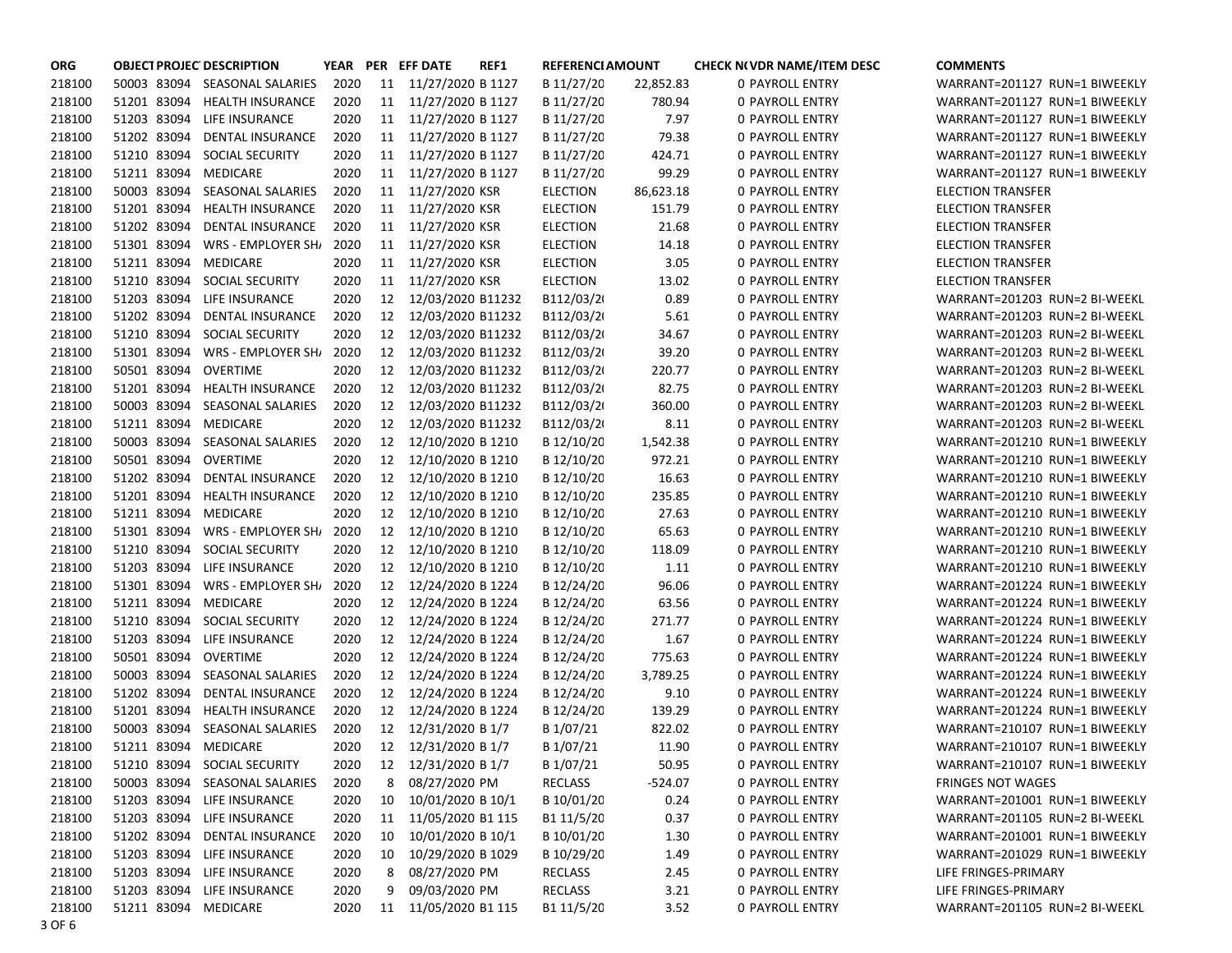| ORG | OBJECT | PROJECT | DESCRIPTION | YEAR | PER | EFF DATE | REF1 | REFERENCE | AMOUNT | CHECK NO | VDR NAME/ITEM DESC | COMMENTS |
|---|---|---|---|---|---|---|---|---|---|---|---|---|
| 218100 | 50003 | 83094 | SEASONAL SALARIES | 2020 | 11 | 11/27/2020 | B 1127 | B 11/27/20 | 22,852.83 | 0 | PAYROLL ENTRY | WARRANT=201127 RUN=1 BIWEEKLY |
| 218100 | 51201 | 83094 | HEALTH INSURANCE | 2020 | 11 | 11/27/2020 | B 1127 | B 11/27/20 | 780.94 | 0 | PAYROLL ENTRY | WARRANT=201127 RUN=1 BIWEEKLY |
| 218100 | 51203 | 83094 | LIFE INSURANCE | 2020 | 11 | 11/27/2020 | B 1127 | B 11/27/20 | 7.97 | 0 | PAYROLL ENTRY | WARRANT=201127 RUN=1 BIWEEKLY |
| 218100 | 51202 | 83094 | DENTAL INSURANCE | 2020 | 11 | 11/27/2020 | B 1127 | B 11/27/20 | 79.38 | 0 | PAYROLL ENTRY | WARRANT=201127 RUN=1 BIWEEKLY |
| 218100 | 51210 | 83094 | SOCIAL SECURITY | 2020 | 11 | 11/27/2020 | B 1127 | B 11/27/20 | 424.71 | 0 | PAYROLL ENTRY | WARRANT=201127 RUN=1 BIWEEKLY |
| 218100 | 51211 | 83094 | MEDICARE | 2020 | 11 | 11/27/2020 | B 1127 | B 11/27/20 | 99.29 | 0 | PAYROLL ENTRY | WARRANT=201127 RUN=1 BIWEEKLY |
| 218100 | 50003 | 83094 | SEASONAL SALARIES | 2020 | 11 | 11/27/2020 | KSR | ELECTION | 86,623.18 | 0 | PAYROLL ENTRY | ELECTION TRANSFER |
| 218100 | 51201 | 83094 | HEALTH INSURANCE | 2020 | 11 | 11/27/2020 | KSR | ELECTION | 151.79 | 0 | PAYROLL ENTRY | ELECTION TRANSFER |
| 218100 | 51202 | 83094 | DENTAL INSURANCE | 2020 | 11 | 11/27/2020 | KSR | ELECTION | 21.68 | 0 | PAYROLL ENTRY | ELECTION TRANSFER |
| 218100 | 51301 | 83094 | WRS - EMPLOYER SHA | 2020 | 11 | 11/27/2020 | KSR | ELECTION | 14.18 | 0 | PAYROLL ENTRY | ELECTION TRANSFER |
| 218100 | 51211 | 83094 | MEDICARE | 2020 | 11 | 11/27/2020 | KSR | ELECTION | 3.05 | 0 | PAYROLL ENTRY | ELECTION TRANSFER |
| 218100 | 51210 | 83094 | SOCIAL SECURITY | 2020 | 11 | 11/27/2020 | KSR | ELECTION | 13.02 | 0 | PAYROLL ENTRY | ELECTION TRANSFER |
| 218100 | 51203 | 83094 | LIFE INSURANCE | 2020 | 12 | 12/03/2020 | B11232 | B112/03/20 | 0.89 | 0 | PAYROLL ENTRY | WARRANT=201203 RUN=2 BI-WEEKL |
| 218100 | 51202 | 83094 | DENTAL INSURANCE | 2020 | 12 | 12/03/2020 | B11232 | B112/03/20 | 5.61 | 0 | PAYROLL ENTRY | WARRANT=201203 RUN=2 BI-WEEKL |
| 218100 | 51210 | 83094 | SOCIAL SECURITY | 2020 | 12 | 12/03/2020 | B11232 | B112/03/20 | 34.67 | 0 | PAYROLL ENTRY | WARRANT=201203 RUN=2 BI-WEEKL |
| 218100 | 51301 | 83094 | WRS - EMPLOYER SHA | 2020 | 12 | 12/03/2020 | B11232 | B112/03/20 | 39.20 | 0 | PAYROLL ENTRY | WARRANT=201203 RUN=2 BI-WEEKL |
| 218100 | 50501 | 83094 | OVERTIME | 2020 | 12 | 12/03/2020 | B11232 | B112/03/20 | 220.77 | 0 | PAYROLL ENTRY | WARRANT=201203 RUN=2 BI-WEEKL |
| 218100 | 51201 | 83094 | HEALTH INSURANCE | 2020 | 12 | 12/03/2020 | B11232 | B112/03/20 | 82.75 | 0 | PAYROLL ENTRY | WARRANT=201203 RUN=2 BI-WEEKL |
| 218100 | 50003 | 83094 | SEASONAL SALARIES | 2020 | 12 | 12/03/2020 | B11232 | B112/03/20 | 360.00 | 0 | PAYROLL ENTRY | WARRANT=201203 RUN=2 BI-WEEKL |
| 218100 | 51211 | 83094 | MEDICARE | 2020 | 12 | 12/03/2020 | B11232 | B112/03/20 | 8.11 | 0 | PAYROLL ENTRY | WARRANT=201203 RUN=2 BI-WEEKL |
| 218100 | 50003 | 83094 | SEASONAL SALARIES | 2020 | 12 | 12/10/2020 | B 1210 | B 12/10/20 | 1,542.38 | 0 | PAYROLL ENTRY | WARRANT=201210 RUN=1 BIWEEKLY |
| 218100 | 50501 | 83094 | OVERTIME | 2020 | 12 | 12/10/2020 | B 1210 | B 12/10/20 | 972.21 | 0 | PAYROLL ENTRY | WARRANT=201210 RUN=1 BIWEEKLY |
| 218100 | 51202 | 83094 | DENTAL INSURANCE | 2020 | 12 | 12/10/2020 | B 1210 | B 12/10/20 | 16.63 | 0 | PAYROLL ENTRY | WARRANT=201210 RUN=1 BIWEEKLY |
| 218100 | 51201 | 83094 | HEALTH INSURANCE | 2020 | 12 | 12/10/2020 | B 1210 | B 12/10/20 | 235.85 | 0 | PAYROLL ENTRY | WARRANT=201210 RUN=1 BIWEEKLY |
| 218100 | 51211 | 83094 | MEDICARE | 2020 | 12 | 12/10/2020 | B 1210 | B 12/10/20 | 27.63 | 0 | PAYROLL ENTRY | WARRANT=201210 RUN=1 BIWEEKLY |
| 218100 | 51301 | 83094 | WRS - EMPLOYER SHA | 2020 | 12 | 12/10/2020 | B 1210 | B 12/10/20 | 65.63 | 0 | PAYROLL ENTRY | WARRANT=201210 RUN=1 BIWEEKLY |
| 218100 | 51210 | 83094 | SOCIAL SECURITY | 2020 | 12 | 12/10/2020 | B 1210 | B 12/10/20 | 118.09 | 0 | PAYROLL ENTRY | WARRANT=201210 RUN=1 BIWEEKLY |
| 218100 | 51203 | 83094 | LIFE INSURANCE | 2020 | 12 | 12/10/2020 | B 1210 | B 12/10/20 | 1.11 | 0 | PAYROLL ENTRY | WARRANT=201210 RUN=1 BIWEEKLY |
| 218100 | 51301 | 83094 | WRS - EMPLOYER SHA | 2020 | 12 | 12/24/2020 | B 1224 | B 12/24/20 | 96.06 | 0 | PAYROLL ENTRY | WARRANT=201224 RUN=1 BIWEEKLY |
| 218100 | 51211 | 83094 | MEDICARE | 2020 | 12 | 12/24/2020 | B 1224 | B 12/24/20 | 63.56 | 0 | PAYROLL ENTRY | WARRANT=201224 RUN=1 BIWEEKLY |
| 218100 | 51210 | 83094 | SOCIAL SECURITY | 2020 | 12 | 12/24/2020 | B 1224 | B 12/24/20 | 271.77 | 0 | PAYROLL ENTRY | WARRANT=201224 RUN=1 BIWEEKLY |
| 218100 | 51203 | 83094 | LIFE INSURANCE | 2020 | 12 | 12/24/2020 | B 1224 | B 12/24/20 | 1.67 | 0 | PAYROLL ENTRY | WARRANT=201224 RUN=1 BIWEEKLY |
| 218100 | 50501 | 83094 | OVERTIME | 2020 | 12 | 12/24/2020 | B 1224 | B 12/24/20 | 775.63 | 0 | PAYROLL ENTRY | WARRANT=201224 RUN=1 BIWEEKLY |
| 218100 | 50003 | 83094 | SEASONAL SALARIES | 2020 | 12 | 12/24/2020 | B 1224 | B 12/24/20 | 3,789.25 | 0 | PAYROLL ENTRY | WARRANT=201224 RUN=1 BIWEEKLY |
| 218100 | 51202 | 83094 | DENTAL INSURANCE | 2020 | 12 | 12/24/2020 | B 1224 | B 12/24/20 | 9.10 | 0 | PAYROLL ENTRY | WARRANT=201224 RUN=1 BIWEEKLY |
| 218100 | 51201 | 83094 | HEALTH INSURANCE | 2020 | 12 | 12/24/2020 | B 1224 | B 12/24/20 | 139.29 | 0 | PAYROLL ENTRY | WARRANT=201224 RUN=1 BIWEEKLY |
| 218100 | 50003 | 83094 | SEASONAL SALARIES | 2020 | 12 | 12/31/2020 | B 1/7 | B 1/07/21 | 822.02 | 0 | PAYROLL ENTRY | WARRANT=210107 RUN=1 BIWEEKLY |
| 218100 | 51211 | 83094 | MEDICARE | 2020 | 12 | 12/31/2020 | B 1/7 | B 1/07/21 | 11.90 | 0 | PAYROLL ENTRY | WARRANT=210107 RUN=1 BIWEEKLY |
| 218100 | 51210 | 83094 | SOCIAL SECURITY | 2020 | 12 | 12/31/2020 | B 1/7 | B 1/07/21 | 50.95 | 0 | PAYROLL ENTRY | WARRANT=210107 RUN=1 BIWEEKLY |
| 218100 | 50003 | 83094 | SEASONAL SALARIES | 2020 | 8 | 08/27/2020 | PM | RECLASS | -524.07 | 0 | PAYROLL ENTRY | FRINGES NOT WAGES |
| 218100 | 51203 | 83094 | LIFE INSURANCE | 2020 | 10 | 10/01/2020 | B 10/1 | B 10/01/20 | 0.24 | 0 | PAYROLL ENTRY | WARRANT=201001 RUN=1 BIWEEKLY |
| 218100 | 51203 | 83094 | LIFE INSURANCE | 2020 | 11 | 11/05/2020 | B1 115 | B1 11/5/20 | 0.37 | 0 | PAYROLL ENTRY | WARRANT=201105 RUN=2 BI-WEEKL |
| 218100 | 51202 | 83094 | DENTAL INSURANCE | 2020 | 10 | 10/01/2020 | B 10/1 | B 10/01/20 | 1.30 | 0 | PAYROLL ENTRY | WARRANT=201001 RUN=1 BIWEEKLY |
| 218100 | 51203 | 83094 | LIFE INSURANCE | 2020 | 10 | 10/29/2020 | B 1029 | B 10/29/20 | 1.49 | 0 | PAYROLL ENTRY | WARRANT=201029 RUN=1 BIWEEKLY |
| 218100 | 51203 | 83094 | LIFE INSURANCE | 2020 | 8 | 08/27/2020 | PM | RECLASS | 2.45 | 0 | PAYROLL ENTRY | LIFE FRINGES-PRIMARY |
| 218100 | 51203 | 83094 | LIFE INSURANCE | 2020 | 9 | 09/03/2020 | PM | RECLASS | 3.21 | 0 | PAYROLL ENTRY | LIFE FRINGES-PRIMARY |
| 218100 | 51211 | 83094 | MEDICARE | 2020 | 11 | 11/05/2020 | B1 115 | B1 11/5/20 | 3.52 | 0 | PAYROLL ENTRY | WARRANT=201105 RUN=2 BI-WEEKL |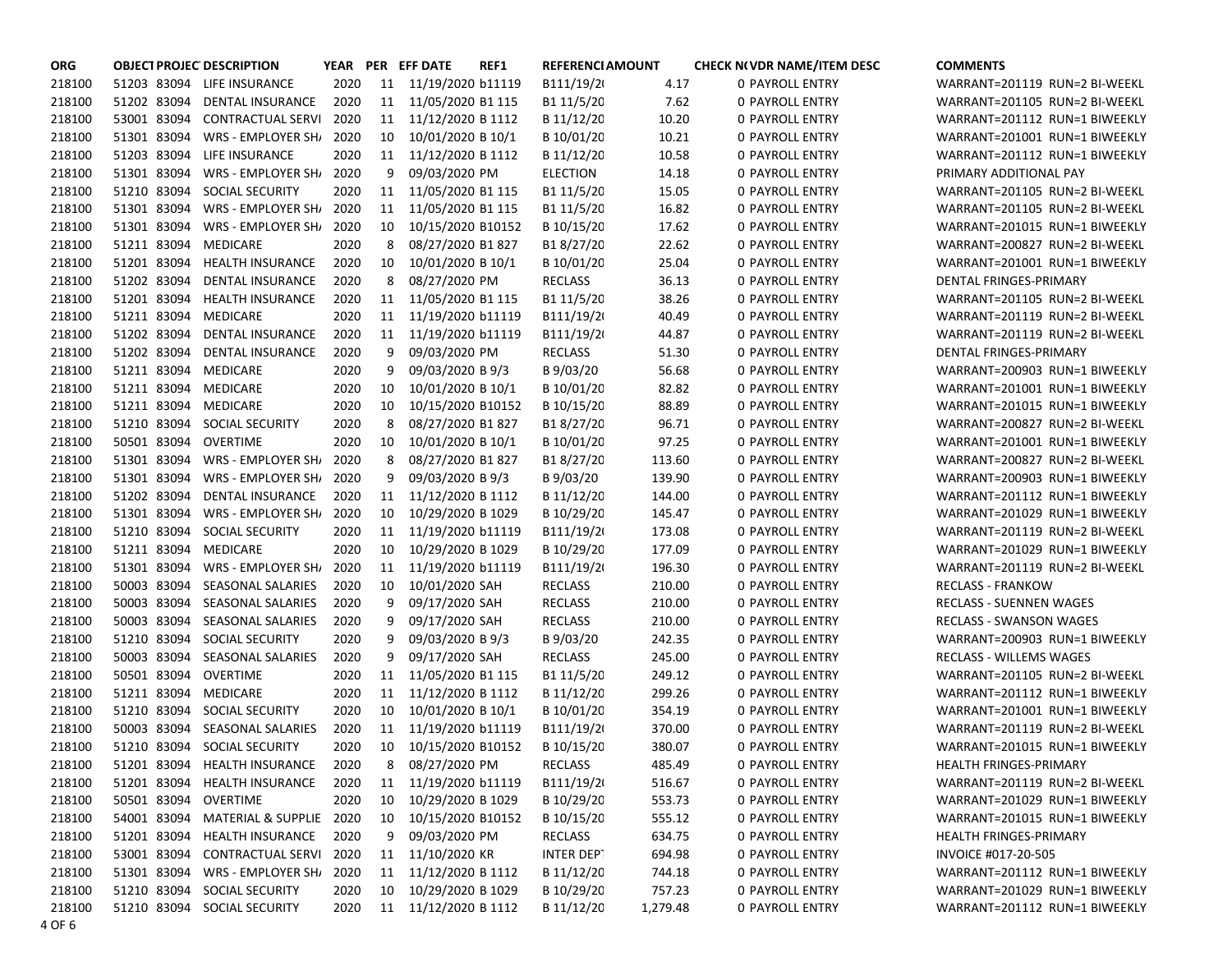| ORG | OBJECT | PROJECT | DESCRIPTION | YEAR | PER | EFF DATE | REF1 | REFERENCE | AMOUNT | CHECK NO | VDR NAME/ITEM DESC | COMMENTS |
|---|---|---|---|---|---|---|---|---|---|---|---|---|
| 218100 | 51203 | 83094 | LIFE INSURANCE | 2020 | 11 | 11/19/2020 | b11119 | B111/19/20 | 4.17 | 0 | PAYROLL ENTRY | WARRANT=201119 RUN=2 BI-WEEKL |
| 218100 | 51202 | 83094 | DENTAL INSURANCE | 2020 | 11 | 11/05/2020 | B1 115 | B1 11/5/20 | 7.62 | 0 | PAYROLL ENTRY | WARRANT=201105 RUN=2 BI-WEEKL |
| 218100 | 53001 | 83094 | CONTRACTUAL SERVI | 2020 | 11 | 11/12/2020 | B 1112 | B 11/12/20 | 10.20 | 0 | PAYROLL ENTRY | WARRANT=201112 RUN=1 BIWEEKLY |
| 218100 | 51301 | 83094 | WRS - EMPLOYER SH/ | 2020 | 10 | 10/01/2020 | B 10/1 | B 10/01/20 | 10.21 | 0 | PAYROLL ENTRY | WARRANT=201001 RUN=1 BIWEEKLY |
| 218100 | 51203 | 83094 | LIFE INSURANCE | 2020 | 11 | 11/12/2020 | B 1112 | B 11/12/20 | 10.58 | 0 | PAYROLL ENTRY | WARRANT=201112 RUN=1 BIWEEKLY |
| 218100 | 51301 | 83094 | WRS - EMPLOYER SH/ | 2020 | 9 | 09/03/2020 | PM | ELECTION | 14.18 | 0 | PAYROLL ENTRY | PRIMARY ADDITIONAL PAY |
| 218100 | 51210 | 83094 | SOCIAL SECURITY | 2020 | 11 | 11/05/2020 | B1 115 | B1 11/5/20 | 15.05 | 0 | PAYROLL ENTRY | WARRANT=201105 RUN=2 BI-WEEKL |
| 218100 | 51301 | 83094 | WRS - EMPLOYER SH/ | 2020 | 11 | 11/05/2020 | B1 115 | B1 11/5/20 | 16.82 | 0 | PAYROLL ENTRY | WARRANT=201105 RUN=2 BI-WEEKL |
| 218100 | 51301 | 83094 | WRS - EMPLOYER SH/ | 2020 | 10 | 10/15/2020 | B10152 | B 10/15/20 | 17.62 | 0 | PAYROLL ENTRY | WARRANT=201015 RUN=1 BIWEEKLY |
| 218100 | 51211 | 83094 | MEDICARE | 2020 | 8 | 08/27/2020 | B1 827 | B1 8/27/20 | 22.62 | 0 | PAYROLL ENTRY | WARRANT=200827 RUN=2 BI-WEEKL |
| 218100 | 51201 | 83094 | HEALTH INSURANCE | 2020 | 10 | 10/01/2020 | B 10/1 | B 10/01/20 | 25.04 | 0 | PAYROLL ENTRY | WARRANT=201001 RUN=1 BIWEEKLY |
| 218100 | 51202 | 83094 | DENTAL INSURANCE | 2020 | 8 | 08/27/2020 | PM | RECLASS | 36.13 | 0 | PAYROLL ENTRY | DENTAL FRINGES-PRIMARY |
| 218100 | 51201 | 83094 | HEALTH INSURANCE | 2020 | 11 | 11/05/2020 | B1 115 | B1 11/5/20 | 38.26 | 0 | PAYROLL ENTRY | WARRANT=201105 RUN=2 BI-WEEKL |
| 218100 | 51211 | 83094 | MEDICARE | 2020 | 11 | 11/19/2020 | b11119 | B111/19/20 | 40.49 | 0 | PAYROLL ENTRY | WARRANT=201119 RUN=2 BI-WEEKL |
| 218100 | 51202 | 83094 | DENTAL INSURANCE | 2020 | 11 | 11/19/2020 | b11119 | B111/19/20 | 44.87 | 0 | PAYROLL ENTRY | WARRANT=201119 RUN=2 BI-WEEKL |
| 218100 | 51202 | 83094 | DENTAL INSURANCE | 2020 | 9 | 09/03/2020 | PM | RECLASS | 51.30 | 0 | PAYROLL ENTRY | DENTAL FRINGES-PRIMARY |
| 218100 | 51211 | 83094 | MEDICARE | 2020 | 9 | 09/03/2020 | B 9/3 | B 9/03/20 | 56.68 | 0 | PAYROLL ENTRY | WARRANT=200903 RUN=1 BIWEEKLY |
| 218100 | 51211 | 83094 | MEDICARE | 2020 | 10 | 10/01/2020 | B 10/1 | B 10/01/20 | 82.82 | 0 | PAYROLL ENTRY | WARRANT=201001 RUN=1 BIWEEKLY |
| 218100 | 51211 | 83094 | MEDICARE | 2020 | 10 | 10/15/2020 | B10152 | B 10/15/20 | 88.89 | 0 | PAYROLL ENTRY | WARRANT=201015 RUN=1 BIWEEKLY |
| 218100 | 51210 | 83094 | SOCIAL SECURITY | 2020 | 8 | 08/27/2020 | B1 827 | B1 8/27/20 | 96.71 | 0 | PAYROLL ENTRY | WARRANT=200827 RUN=2 BI-WEEKL |
| 218100 | 50501 | 83094 | OVERTIME | 2020 | 10 | 10/01/2020 | B 10/1 | B 10/01/20 | 97.25 | 0 | PAYROLL ENTRY | WARRANT=201001 RUN=1 BIWEEKLY |
| 218100 | 51301 | 83094 | WRS - EMPLOYER SH/ | 2020 | 8 | 08/27/2020 | B1 827 | B1 8/27/20 | 113.60 | 0 | PAYROLL ENTRY | WARRANT=200827 RUN=2 BI-WEEKL |
| 218100 | 51301 | 83094 | WRS - EMPLOYER SH/ | 2020 | 9 | 09/03/2020 | B 9/3 | B 9/03/20 | 139.90 | 0 | PAYROLL ENTRY | WARRANT=200903 RUN=1 BIWEEKLY |
| 218100 | 51202 | 83094 | DENTAL INSURANCE | 2020 | 11 | 11/12/2020 | B 1112 | B 11/12/20 | 144.00 | 0 | PAYROLL ENTRY | WARRANT=201112 RUN=1 BIWEEKLY |
| 218100 | 51301 | 83094 | WRS - EMPLOYER SH/ | 2020 | 10 | 10/29/2020 | B 1029 | B 10/29/20 | 145.47 | 0 | PAYROLL ENTRY | WARRANT=201029 RUN=1 BIWEEKLY |
| 218100 | 51210 | 83094 | SOCIAL SECURITY | 2020 | 11 | 11/19/2020 | b11119 | B111/19/20 | 173.08 | 0 | PAYROLL ENTRY | WARRANT=201119 RUN=2 BI-WEEKL |
| 218100 | 51211 | 83094 | MEDICARE | 2020 | 10 | 10/29/2020 | B 1029 | B 10/29/20 | 177.09 | 0 | PAYROLL ENTRY | WARRANT=201029 RUN=1 BIWEEKLY |
| 218100 | 51301 | 83094 | WRS - EMPLOYER SH/ | 2020 | 11 | 11/19/2020 | b11119 | B111/19/20 | 196.30 | 0 | PAYROLL ENTRY | WARRANT=201119 RUN=2 BI-WEEKL |
| 218100 | 50003 | 83094 | SEASONAL SALARIES | 2020 | 10 | 10/01/2020 | SAH | RECLASS | 210.00 | 0 | PAYROLL ENTRY | RECLASS - FRANKOW |
| 218100 | 50003 | 83094 | SEASONAL SALARIES | 2020 | 9 | 09/17/2020 | SAH | RECLASS | 210.00 | 0 | PAYROLL ENTRY | RECLASS - SUENNEN WAGES |
| 218100 | 50003 | 83094 | SEASONAL SALARIES | 2020 | 9 | 09/17/2020 | SAH | RECLASS | 210.00 | 0 | PAYROLL ENTRY | RECLASS - SWANSON WAGES |
| 218100 | 51210 | 83094 | SOCIAL SECURITY | 2020 | 9 | 09/03/2020 | B 9/3 | B 9/03/20 | 242.35 | 0 | PAYROLL ENTRY | WARRANT=200903 RUN=1 BIWEEKLY |
| 218100 | 50003 | 83094 | SEASONAL SALARIES | 2020 | 9 | 09/17/2020 | SAH | RECLASS | 245.00 | 0 | PAYROLL ENTRY | RECLASS - WILLEMS WAGES |
| 218100 | 50501 | 83094 | OVERTIME | 2020 | 11 | 11/05/2020 | B1 115 | B1 11/5/20 | 249.12 | 0 | PAYROLL ENTRY | WARRANT=201105 RUN=2 BI-WEEKL |
| 218100 | 51211 | 83094 | MEDICARE | 2020 | 11 | 11/12/2020 | B 1112 | B 11/12/20 | 299.26 | 0 | PAYROLL ENTRY | WARRANT=201112 RUN=1 BIWEEKLY |
| 218100 | 51210 | 83094 | SOCIAL SECURITY | 2020 | 10 | 10/01/2020 | B 10/1 | B 10/01/20 | 354.19 | 0 | PAYROLL ENTRY | WARRANT=201001 RUN=1 BIWEEKLY |
| 218100 | 50003 | 83094 | SEASONAL SALARIES | 2020 | 11 | 11/19/2020 | b11119 | B111/19/20 | 370.00 | 0 | PAYROLL ENTRY | WARRANT=201119 RUN=2 BI-WEEKL |
| 218100 | 51210 | 83094 | SOCIAL SECURITY | 2020 | 10 | 10/15/2020 | B10152 | B 10/15/20 | 380.07 | 0 | PAYROLL ENTRY | WARRANT=201015 RUN=1 BIWEEKLY |
| 218100 | 51201 | 83094 | HEALTH INSURANCE | 2020 | 8 | 08/27/2020 | PM | RECLASS | 485.49 | 0 | PAYROLL ENTRY | HEALTH FRINGES-PRIMARY |
| 218100 | 51201 | 83094 | HEALTH INSURANCE | 2020 | 11 | 11/19/2020 | b11119 | B111/19/20 | 516.67 | 0 | PAYROLL ENTRY | WARRANT=201119 RUN=2 BI-WEEKL |
| 218100 | 50501 | 83094 | OVERTIME | 2020 | 10 | 10/29/2020 | B 1029 | B 10/29/20 | 553.73 | 0 | PAYROLL ENTRY | WARRANT=201029 RUN=1 BIWEEKLY |
| 218100 | 54001 | 83094 | MATERIAL & SUPPLIE | 2020 | 10 | 10/15/2020 | B10152 | B 10/15/20 | 555.12 | 0 | PAYROLL ENTRY | WARRANT=201015 RUN=1 BIWEEKLY |
| 218100 | 51201 | 83094 | HEALTH INSURANCE | 2020 | 9 | 09/03/2020 | PM | RECLASS | 634.75 | 0 | PAYROLL ENTRY | HEALTH FRINGES-PRIMARY |
| 218100 | 53001 | 83094 | CONTRACTUAL SERVI | 2020 | 11 | 11/10/2020 | KR | INTER DEPT | 694.98 | 0 | PAYROLL ENTRY | INVOICE #017-20-505 |
| 218100 | 51301 | 83094 | WRS - EMPLOYER SH/ | 2020 | 11 | 11/12/2020 | B 1112 | B 11/12/20 | 744.18 | 0 | PAYROLL ENTRY | WARRANT=201112 RUN=1 BIWEEKLY |
| 218100 | 51210 | 83094 | SOCIAL SECURITY | 2020 | 10 | 10/29/2020 | B 1029 | B 10/29/20 | 757.23 | 0 | PAYROLL ENTRY | WARRANT=201029 RUN=1 BIWEEKLY |
| 218100 | 51210 | 83094 | SOCIAL SECURITY | 2020 | 11 | 11/12/2020 | B 1112 | B 11/12/20 | 1,279.48 | 0 | PAYROLL ENTRY | WARRANT=201112 RUN=1 BIWEEKLY |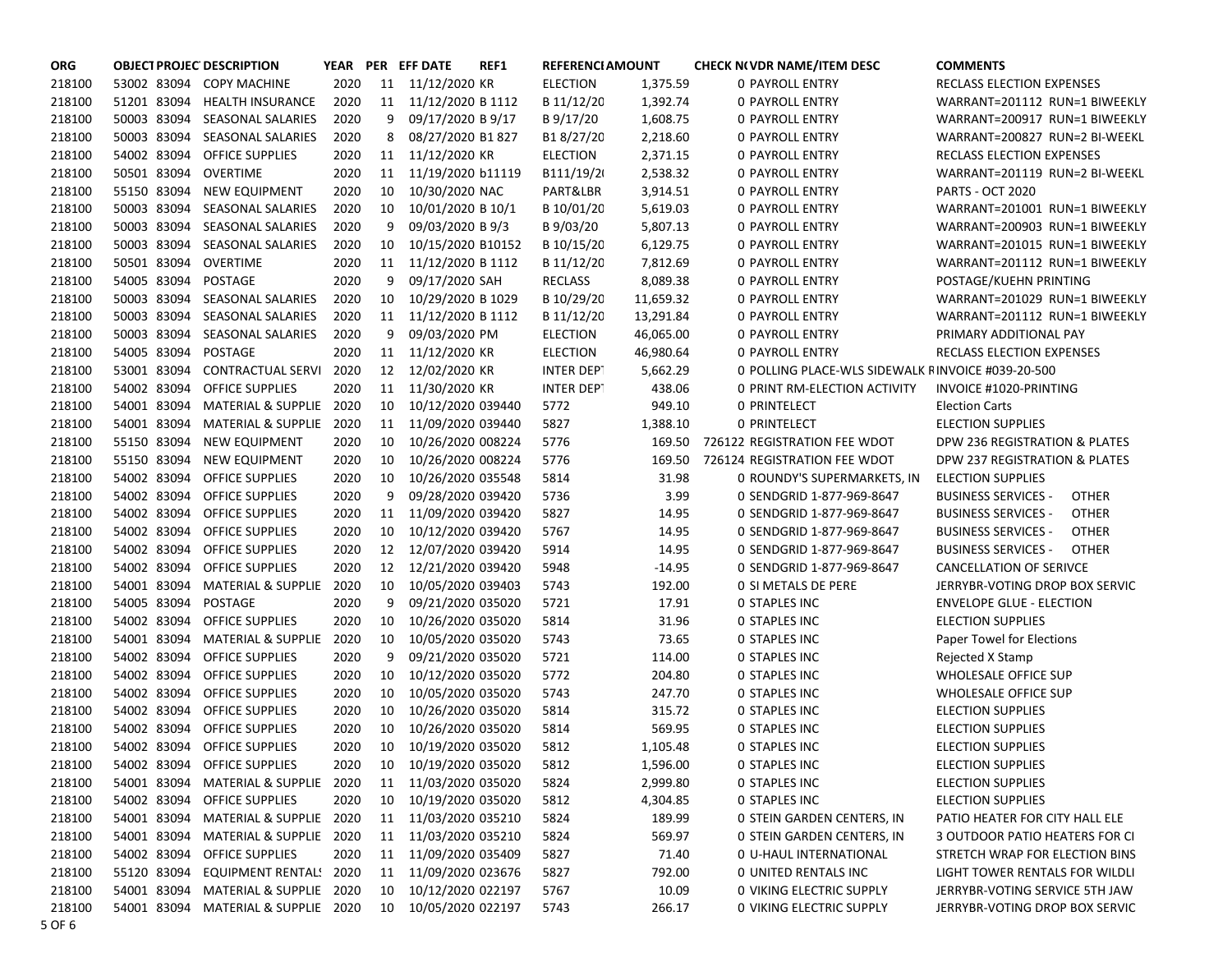| ORG | OBJECT | PROJECT | DESCRIPTION | YEAR | PER | EFF DATE | REF1 | REFERENCE | AMOUNT | CHECK NO | VDR NAME/ITEM DESC | COMMENTS |
|---|---|---|---|---|---|---|---|---|---|---|---|---|
| 218100 | 53002 | 83094 | COPY MACHINE | 2020 | 11 | 11/12/2020 | KR | ELECTION | 1,375.59 | 0 | PAYROLL ENTRY | RECLASS ELECTION EXPENSES |
| 218100 | 51201 | 83094 | HEALTH INSURANCE | 2020 | 11 | 11/12/2020 | B 1112 | B 11/12/20 | 1,392.74 | 0 | PAYROLL ENTRY | WARRANT=201112 RUN=1 BIWEEKLY |
| 218100 | 50003 | 83094 | SEASONAL SALARIES | 2020 | 9 | 09/17/2020 | B 9/17 | B 9/17/20 | 1,608.75 | 0 | PAYROLL ENTRY | WARRANT=200917 RUN=1 BIWEEKLY |
| 218100 | 50003 | 83094 | SEASONAL SALARIES | 2020 | 8 | 08/27/2020 | B1 827 | B1 8/27/20 | 2,218.60 | 0 | PAYROLL ENTRY | WARRANT=200827 RUN=2 BI-WEEKL |
| 218100 | 54002 | 83094 | OFFICE SUPPLIES | 2020 | 11 | 11/12/2020 | KR | ELECTION | 2,371.15 | 0 | PAYROLL ENTRY | RECLASS ELECTION EXPENSES |
| 218100 | 50501 | 83094 | OVERTIME | 2020 | 11 | 11/19/2020 | b11119 | B111/19/2 | 2,538.32 | 0 | PAYROLL ENTRY | WARRANT=201119 RUN=2 BI-WEEKL |
| 218100 | 55150 | 83094 | NEW EQUIPMENT | 2020 | 10 | 10/30/2020 | NAC | PART&LBR | 3,914.51 | 0 | PAYROLL ENTRY | PARTS - OCT 2020 |
| 218100 | 50003 | 83094 | SEASONAL SALARIES | 2020 | 10 | 10/01/2020 | B 10/1 | B 10/01/20 | 5,619.03 | 0 | PAYROLL ENTRY | WARRANT=201001 RUN=1 BIWEEKLY |
| 218100 | 50003 | 83094 | SEASONAL SALARIES | 2020 | 9 | 09/03/2020 | B 9/3 | B 9/03/20 | 5,807.13 | 0 | PAYROLL ENTRY | WARRANT=200903 RUN=1 BIWEEKLY |
| 218100 | 50003 | 83094 | SEASONAL SALARIES | 2020 | 10 | 10/15/2020 | B10152 | B 10/15/20 | 6,129.75 | 0 | PAYROLL ENTRY | WARRANT=201015 RUN=1 BIWEEKLY |
| 218100 | 50501 | 83094 | OVERTIME | 2020 | 11 | 11/12/2020 | B 1112 | B 11/12/20 | 7,812.69 | 0 | PAYROLL ENTRY | WARRANT=201112 RUN=1 BIWEEKLY |
| 218100 | 54005 | 83094 | POSTAGE | 2020 | 9 | 09/17/2020 | SAH | RECLASS | 8,089.38 | 0 | PAYROLL ENTRY | POSTAGE/KUEHN PRINTING |
| 218100 | 50003 | 83094 | SEASONAL SALARIES | 2020 | 10 | 10/29/2020 | B 1029 | B 10/29/20 | 11,659.32 | 0 | PAYROLL ENTRY | WARRANT=201029 RUN=1 BIWEEKLY |
| 218100 | 50003 | 83094 | SEASONAL SALARIES | 2020 | 11 | 11/12/2020 | B 1112 | B 11/12/20 | 13,291.84 | 0 | PAYROLL ENTRY | WARRANT=201112 RUN=1 BIWEEKLY |
| 218100 | 50003 | 83094 | SEASONAL SALARIES | 2020 | 9 | 09/03/2020 | PM | ELECTION | 46,065.00 | 0 | PAYROLL ENTRY | PRIMARY ADDITIONAL PAY |
| 218100 | 54005 | 83094 | POSTAGE | 2020 | 11 | 11/12/2020 | KR | ELECTION | 46,980.64 | 0 | PAYROLL ENTRY | RECLASS ELECTION EXPENSES |
| 218100 | 53001 | 83094 | CONTRACTUAL SERVI | 2020 | 12 | 12/02/2020 | KR | INTER DEPT | 5,662.29 | 0 | POLLING PLACE-WLS SIDEWALK R | INVOICE #039-20-500 |
| 218100 | 54002 | 83094 | OFFICE SUPPLIES | 2020 | 11 | 11/30/2020 | KR | INTER DEPT | 438.06 | 0 | PRINT RM-ELECTION ACTIVITY | INVOICE #1020-PRINTING |
| 218100 | 54001 | 83094 | MATERIAL & SUPPLIE | 2020 | 10 | 10/12/2020 | 039440 | 5772 | 949.10 | 0 | PRINTELECT | Election Carts |
| 218100 | 54001 | 83094 | MATERIAL & SUPPLIE | 2020 | 11 | 11/09/2020 | 039440 | 5827 | 1,388.10 | 0 | PRINTELECT | ELECTION SUPPLIES |
| 218100 | 55150 | 83094 | NEW EQUIPMENT | 2020 | 10 | 10/26/2020 | 008224 | 5776 | 169.50 | 726122 | REGISTRATION FEE WDOT | DPW 236 REGISTRATION & PLATES |
| 218100 | 55150 | 83094 | NEW EQUIPMENT | 2020 | 10 | 10/26/2020 | 008224 | 5776 | 169.50 | 726124 | REGISTRATION FEE WDOT | DPW 237 REGISTRATION & PLATES |
| 218100 | 54002 | 83094 | OFFICE SUPPLIES | 2020 | 10 | 10/26/2020 | 035548 | 5814 | 31.98 | 0 | ROUNDY'S SUPERMARKETS, IN | ELECTION SUPPLIES |
| 218100 | 54002 | 83094 | OFFICE SUPPLIES | 2020 | 9 | 09/28/2020 | 039420 | 5736 | 3.99 | 0 | SENDGRID 1-877-969-8647 | BUSINESS SERVICES - OTHER |
| 218100 | 54002 | 83094 | OFFICE SUPPLIES | 2020 | 11 | 11/09/2020 | 039420 | 5827 | 14.95 | 0 | SENDGRID 1-877-969-8647 | BUSINESS SERVICES - OTHER |
| 218100 | 54002 | 83094 | OFFICE SUPPLIES | 2020 | 10 | 10/12/2020 | 039420 | 5767 | 14.95 | 0 | SENDGRID 1-877-969-8647 | BUSINESS SERVICES - OTHER |
| 218100 | 54002 | 83094 | OFFICE SUPPLIES | 2020 | 12 | 12/07/2020 | 039420 | 5914 | 14.95 | 0 | SENDGRID 1-877-969-8647 | BUSINESS SERVICES - OTHER |
| 218100 | 54002 | 83094 | OFFICE SUPPLIES | 2020 | 12 | 12/21/2020 | 039420 | 5948 | -14.95 | 0 | SENDGRID 1-877-969-8647 | CANCELLATION OF SERIVCE |
| 218100 | 54001 | 83094 | MATERIAL & SUPPLIE | 2020 | 10 | 10/05/2020 | 039403 | 5743 | 192.00 | 0 | SI METALS DE PERE | JERRYBR-VOTING DROP BOX SERVIC |
| 218100 | 54005 | 83094 | POSTAGE | 2020 | 9 | 09/21/2020 | 035020 | 5721 | 17.91 | 0 | STAPLES INC | ENVELOPE GLUE - ELECTION |
| 218100 | 54002 | 83094 | OFFICE SUPPLIES | 2020 | 10 | 10/26/2020 | 035020 | 5814 | 31.96 | 0 | STAPLES INC | ELECTION SUPPLIES |
| 218100 | 54001 | 83094 | MATERIAL & SUPPLIE | 2020 | 10 | 10/05/2020 | 035020 | 5743 | 73.65 | 0 | STAPLES INC | Paper Towel for Elections |
| 218100 | 54002 | 83094 | OFFICE SUPPLIES | 2020 | 9 | 09/21/2020 | 035020 | 5721 | 114.00 | 0 | STAPLES INC | Rejected X Stamp |
| 218100 | 54002 | 83094 | OFFICE SUPPLIES | 2020 | 10 | 10/12/2020 | 035020 | 5772 | 204.80 | 0 | STAPLES INC | WHOLESALE OFFICE SUP |
| 218100 | 54002 | 83094 | OFFICE SUPPLIES | 2020 | 10 | 10/05/2020 | 035020 | 5743 | 247.70 | 0 | STAPLES INC | WHOLESALE OFFICE SUP |
| 218100 | 54002 | 83094 | OFFICE SUPPLIES | 2020 | 10 | 10/26/2020 | 035020 | 5814 | 315.72 | 0 | STAPLES INC | ELECTION SUPPLIES |
| 218100 | 54002 | 83094 | OFFICE SUPPLIES | 2020 | 10 | 10/26/2020 | 035020 | 5814 | 569.95 | 0 | STAPLES INC | ELECTION SUPPLIES |
| 218100 | 54002 | 83094 | OFFICE SUPPLIES | 2020 | 10 | 10/19/2020 | 035020 | 5812 | 1,105.48 | 0 | STAPLES INC | ELECTION SUPPLIES |
| 218100 | 54002 | 83094 | OFFICE SUPPLIES | 2020 | 10 | 10/19/2020 | 035020 | 5812 | 1,596.00 | 0 | STAPLES INC | ELECTION SUPPLIES |
| 218100 | 54001 | 83094 | MATERIAL & SUPPLIE | 2020 | 11 | 11/03/2020 | 035020 | 5824 | 2,999.80 | 0 | STAPLES INC | ELECTION SUPPLIES |
| 218100 | 54002 | 83094 | OFFICE SUPPLIES | 2020 | 10 | 10/19/2020 | 035020 | 5812 | 4,304.85 | 0 | STAPLES INC | ELECTION SUPPLIES |
| 218100 | 54001 | 83094 | MATERIAL & SUPPLIE | 2020 | 11 | 11/03/2020 | 035210 | 5824 | 189.99 | 0 | STEIN GARDEN CENTERS, IN | PATIO HEATER FOR CITY HALL ELE |
| 218100 | 54001 | 83094 | MATERIAL & SUPPLIE | 2020 | 11 | 11/03/2020 | 035210 | 5824 | 569.97 | 0 | STEIN GARDEN CENTERS, IN | 3 OUTDOOR PATIO HEATERS FOR CI |
| 218100 | 54002 | 83094 | OFFICE SUPPLIES | 2020 | 11 | 11/09/2020 | 035409 | 5827 | 71.40 | 0 | U-HAUL INTERNATIONAL | STRETCH WRAP FOR ELECTION BINS |
| 218100 | 55120 | 83094 | EQUIPMENT RENTALS | 2020 | 11 | 11/09/2020 | 023676 | 5827 | 792.00 | 0 | UNITED RENTALS INC | LIGHT TOWER RENTALS FOR WILDLI |
| 218100 | 54001 | 83094 | MATERIAL & SUPPLIE | 2020 | 10 | 10/12/2020 | 022197 | 5767 | 10.09 | 0 | VIKING ELECTRIC SUPPLY | JERRYBR-VOTING SERVICE 5TH JAW |
| 218100 | 54001 | 83094 | MATERIAL & SUPPLIE | 2020 | 10 | 10/05/2020 | 022197 | 5743 | 266.17 | 0 | VIKING ELECTRIC SUPPLY | JERRYBR-VOTING DROP BOX SERVIC |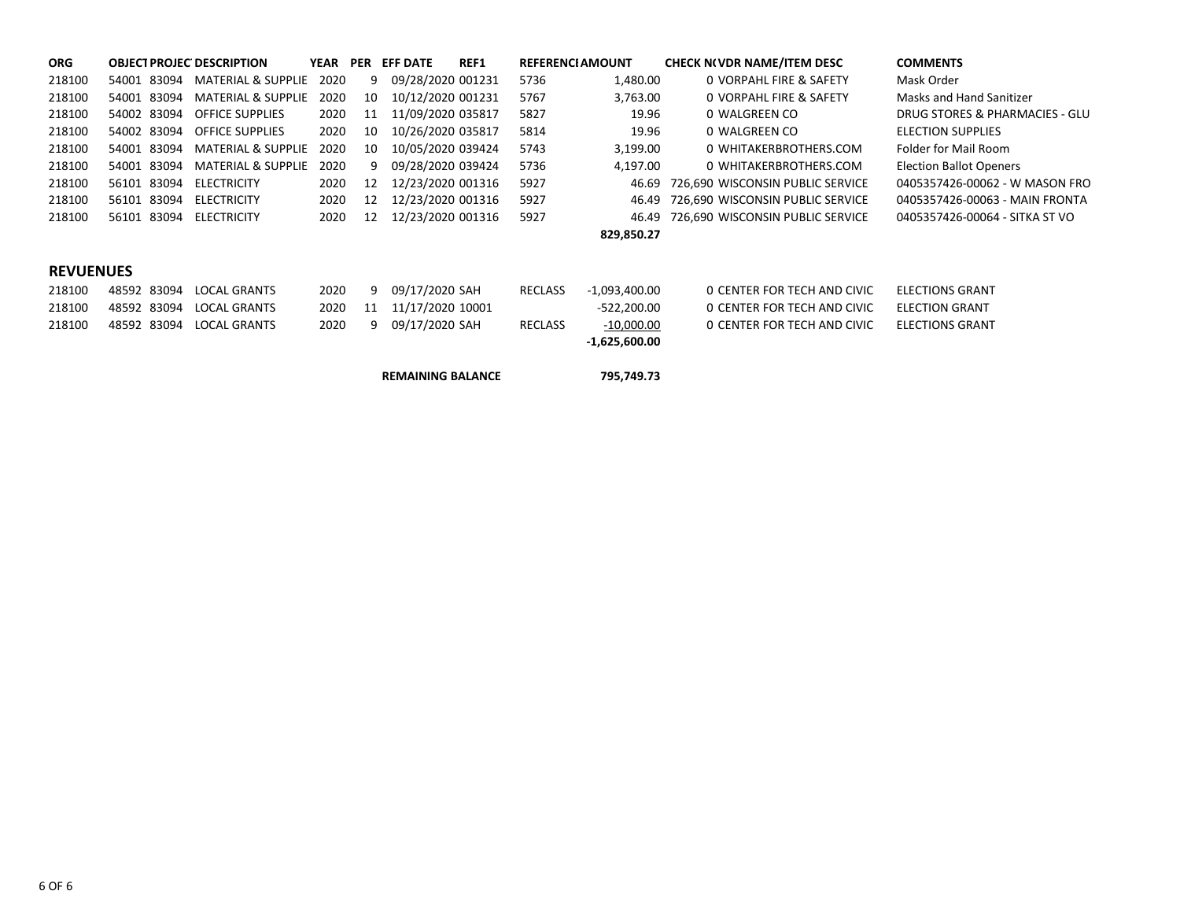| ORG | OBJECT | PROJECT | DESCRIPTION | YEAR | PER | EFF DATE | REF1 | REFERENCE | AMOUNT | CHECK NO | VDR NAME/ITEM DESC | COMMENTS |
|---|---|---|---|---|---|---|---|---|---|---|---|---|
| 218100 | 54001 | 83094 | MATERIAL & SUPPLIE | 2020 | 9 | 09/28/2020 | 001231 | 5736 | 1,480.00 | 0 | VORPAHL FIRE & SAFETY | Mask Order |
| 218100 | 54001 | 83094 | MATERIAL & SUPPLIE | 2020 | 10 | 10/12/2020 | 001231 | 5767 | 3,763.00 | 0 | VORPAHL FIRE & SAFETY | Masks and Hand Sanitizer |
| 218100 | 54002 | 83094 | OFFICE SUPPLIES | 2020 | 11 | 11/09/2020 | 035817 | 5827 | 19.96 | 0 | WALGREEN CO | DRUG STORES & PHARMACIES - GLU |
| 218100 | 54002 | 83094 | OFFICE SUPPLIES | 2020 | 10 | 10/26/2020 | 035817 | 5814 | 19.96 | 0 | WALGREEN CO | ELECTION SUPPLIES |
| 218100 | 54001 | 83094 | MATERIAL & SUPPLIE | 2020 | 10 | 10/05/2020 | 039424 | 5743 | 3,199.00 | 0 | WHITAKERBROTHERS.COM | Folder for Mail Room |
| 218100 | 54001 | 83094 | MATERIAL & SUPPLIE | 2020 | 9 | 09/28/2020 | 039424 | 5736 | 4,197.00 | 0 | WHITAKERBROTHERS.COM | Election Ballot Openers |
| 218100 | 56101 | 83094 | ELECTRICITY | 2020 | 12 | 12/23/2020 | 001316 | 5927 | 46.69 | 726,690 | WISCONSIN PUBLIC SERVICE | 0405357426-00062 - W MASON FRO |
| 218100 | 56101 | 83094 | ELECTRICITY | 2020 | 12 | 12/23/2020 | 001316 | 5927 | 46.49 | 726,690 | WISCONSIN PUBLIC SERVICE | 0405357426-00063 - MAIN FRONTA |
| 218100 | 56101 | 83094 | ELECTRICITY | 2020 | 12 | 12/23/2020 | 001316 | 5927 | 46.49 | 726,690 | WISCONSIN PUBLIC SERVICE | 0405357426-00064 - SITKA ST VO |
| | | | | | | | | | **829,850.27** | | | |

## REVUENUES

| ORG | OBJECT | PROJECT | DESCRIPTION | YEAR | PER | EFF DATE | REF1 | REFERENCE | AMOUNT | CHECK NO | VDR NAME/ITEM DESC | COMMENTS |
|---|---|---|---|---|---|---|---|---|---|---|---|---|
| 218100 | 48592 | 83094 | LOCAL GRANTS | 2020 | 9 | 09/17/2020 | SAH | RECLASS | -1,093,400.00 | 0 | CENTER FOR TECH AND CIVIC | ELECTIONS GRANT |
| 218100 | 48592 | 83094 | LOCAL GRANTS | 2020 | 11 | 11/17/2020 | 10001 | | -522,200.00 | 0 | CENTER FOR TECH AND CIVIC | ELECTION GRANT |
| 218100 | 48592 | 83094 | LOCAL GRANTS | 2020 | 9 | 09/17/2020 | SAH | RECLASS | -10,000.00 | 0 | CENTER FOR TECH AND CIVIC | ELECTIONS GRANT |
| | | | | | | | | | **-1,625,600.00** | | | |

**REMAINING BALANCE** **795,749.73**